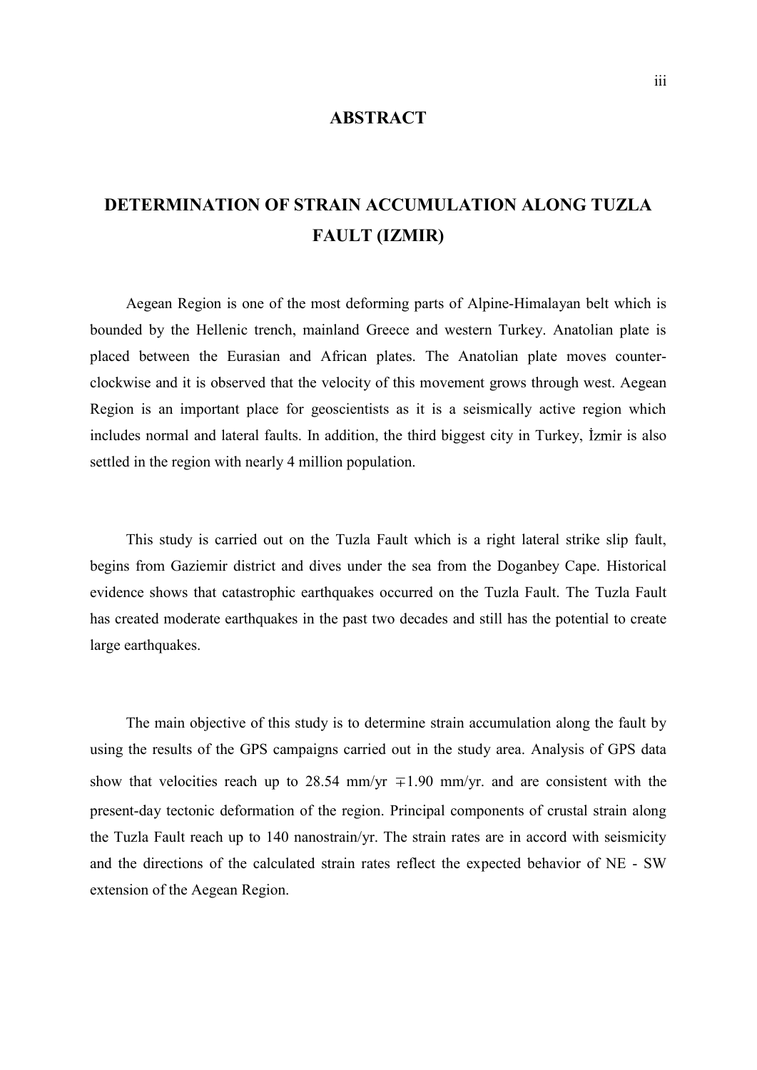# ABSTRACT

## DETERMINATION OF STRAIN ACCUMULATION ALONG TUZLA FAULT (IZMIR)

Aegean Region is one of the most deforming parts of Alpine-Himalayan belt which is bounded by the Hellenic trench, mainland Greece and western Turkey. Anatolian plate is placed between the Eurasian and African plates. The Anatolian plate moves counter-clockwise and it is observed that the velocity of this movement grows through west. Aegean Region is an important place for geoscientists as it is a seismically active region which includes normal and lateral faults. In addition, the third biggest city in Turkey, İzmir is also settled in the region with nearly 4 million population.

This study is carried out on the Tuzla Fault which is a right lateral strike slip fault, begins from Gaziemir district and dives under the sea from the Doganbey Cape. Historical evidence shows that catastrophic earthquakes occurred on the Tuzla Fault. The Tuzla Fault has created moderate earthquakes in the past two decades and still has the potential to create large earthquakes.

The main objective of this study is to determine strain accumulation along the fault by using the results of the GPS campaigns carried out in the study area. Analysis of GPS data show that velocities reach up to 28.54 mm/yr $\mp$1.90 mm/yr. and are consistent with the present-day tectonic deformation of the region. Principal components of crustal strain along the Tuzla Fault reach up to 140 nanostrain/yr. The strain rates are in accord with seismicity and the directions of the calculated strain rates reflect the expected behavior of NE - SW extension of the Aegean Region.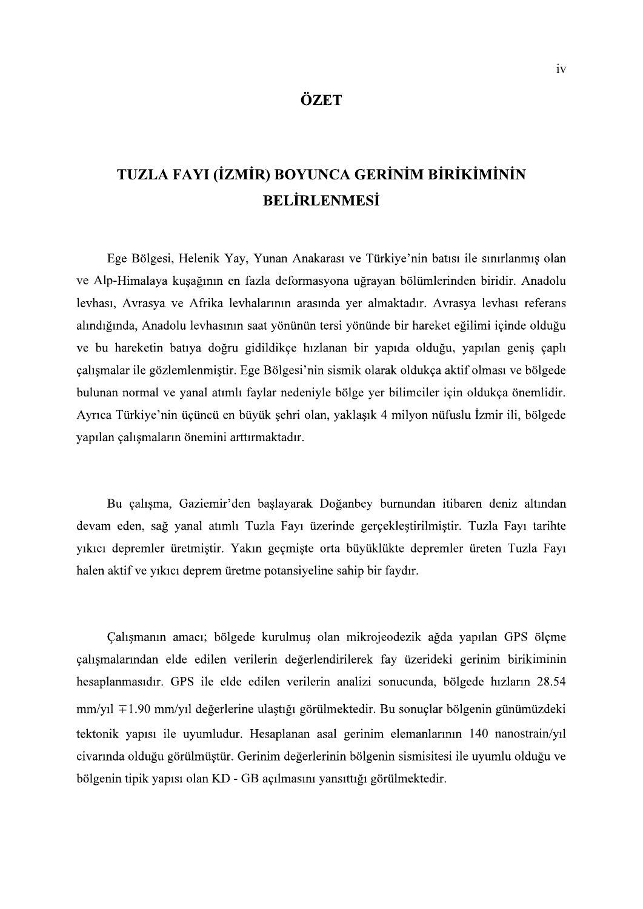# ÖZET

## TUZLA FAYI (İZMİR) BOYUNCA GERİNİM BİRİKİMİNİN BELİRLENMESİ

Ege Bölgesi, Helenik Yay, Yunan Anakarası ve Türkiye'nin batısı ile sınırlanmış olan ve Alp-Himalaya kuşağının en fazla deformasyona uğrayan bölümlerinden biridir. Anadolu levhası, Avrasya ve Afrika levhalarının arasında yer almaktadır. Avrasya levhası referans alındığında, Anadolu levhasının saat yönünün tersi yönünde bir hareket eğilimi içinde olduğu ve bu hareketin batıya doğru gidildikçe hızlanan bir yapıda olduğu, yapılan geniş çaplı çalışmalar ile gözlemlenmiştir. Ege Bölgesi'nin sismik olarak oldukça aktif olması ve bölgede bulunan normal ve yanal atımlı faylar nedeniyle bölge yer bilimciler için oldukça önemlidir. Ayrıca Türkiye'nin üçüncü en büyük şehri olan, yaklaşık 4 milyon nüfuslu İzmir ili, bölgede yapılan çalışmaların önemini arttırmaktadır.

Bu çalışma, Gaziemir'den başlayarak Doğanbey burnundan itibaren deniz altından devam eden, sağ yanal atımlı Tuzla Fayı üzerinde gerçekleştirilmiştir. Tuzla Fayı tarihte yıkıcı depremler üretmiştir. Yakın geçmişte orta büyüklükte depremler üreten Tuzla Fayı halen aktif ve yıkıcı deprem üretme potansiyeline sahip bir faydır.

Çalışmanın amacı; bölgede kurulmuş olan mikrojeodezik ağda yapılan GPS ölçme çalışmalarından elde edilen verilerin değerlendirilerek fay üzerideki gerinim birikiminin hesaplanmasıdır. GPS ile elde edilen verilerin analizi sonucunda, bölgede hızların 28.54 mm/yıl $\mp$1.90 mm/yıl değerlerine ulaştığı görülmektedir. Bu sonuçlar bölgenin günümüzdeki tektonik yapısı ile uyumludur. Hesaplanan asal gerinim elemanlarının 140 nanostrain/yıl civarında olduğu görülmüştür. Gerinim değerlerinin bölgenin sismisitesi ile uyumlu olduğu ve bölgenin tipik yapısı olan KD - GB açılmasını yansıttığı görülmektedir.